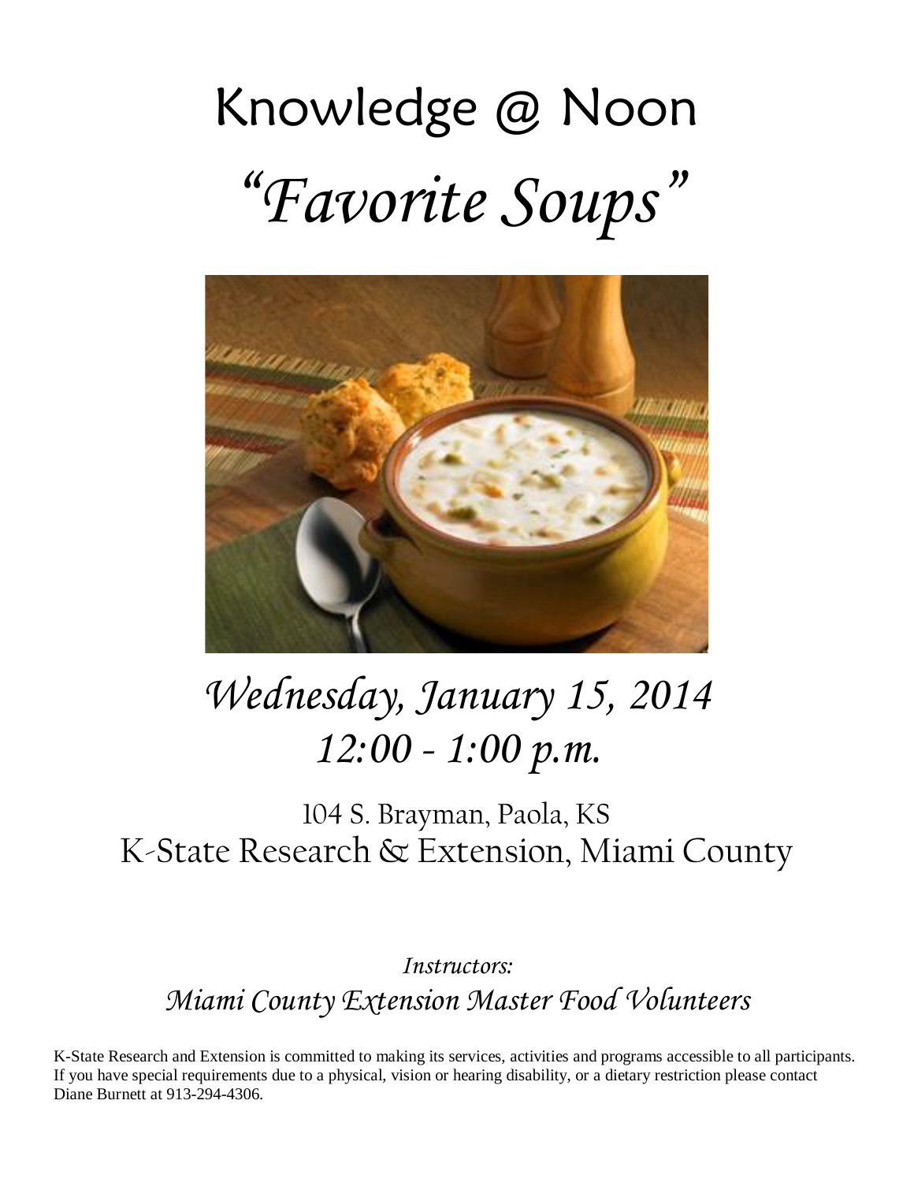# Knowledge @ Noon

# *"Favorite Soups"*

## *Wednesday, January 15, 2014*
## *12:00 - 1:00 p.m.*

104 S. Brayman, Paola, KS

K-State Research & Extension, Miami County

*Instructors:*

*Miami County Extension Master Food Volunteers*

K-State Research and Extension is committed to making its services, activities and programs accessible to all participants. If you have special requirements due to a physical, vision or hearing disability, or a dietary restriction please contact Diane Burnett at 913-294-4306.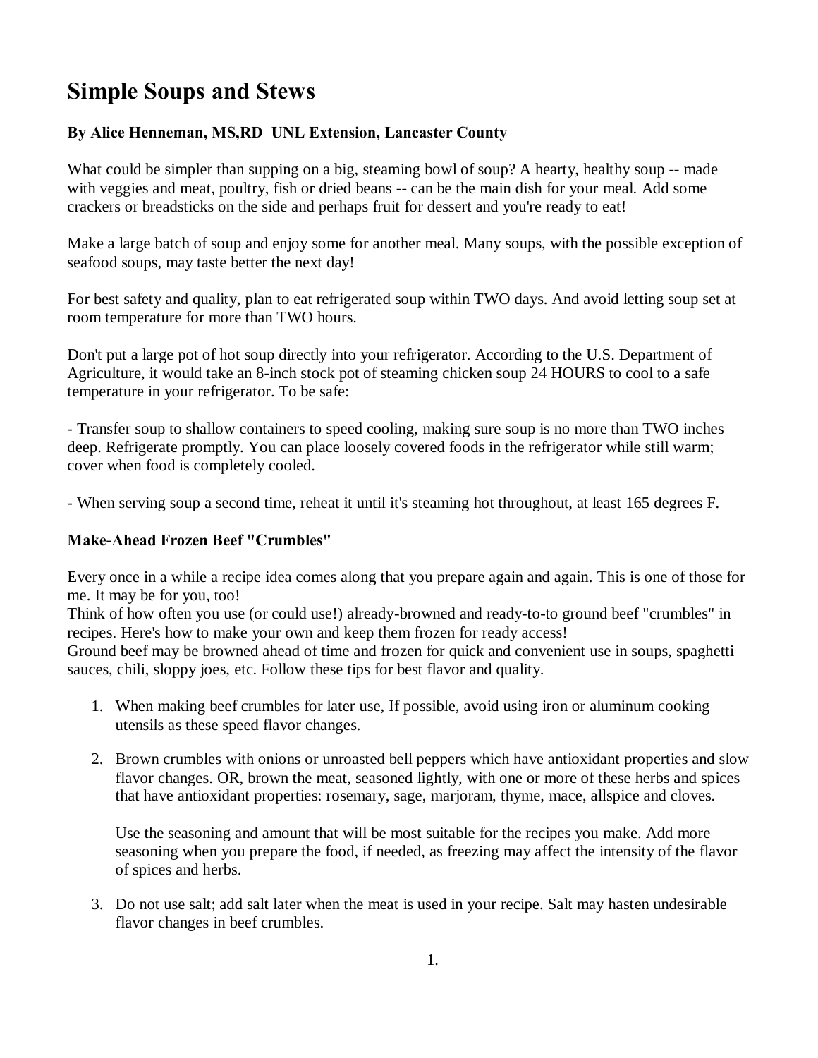# Simple Soups and Stews

**By Alice Henneman, MS,RD UNL Extension, Lancaster County**

What could be simpler than supping on a big, steaming bowl of soup? A hearty, healthy soup -- made with veggies and meat, poultry, fish or dried beans -- can be the main dish for your meal. Add some crackers or breadsticks on the side and perhaps fruit for dessert and you're ready to eat!

Make a large batch of soup and enjoy some for another meal. Many soups, with the possible exception of seafood soups, may taste better the next day!

For best safety and quality, plan to eat refrigerated soup within TWO days. And avoid letting soup set at room temperature for more than TWO hours.

Don't put a large pot of hot soup directly into your refrigerator. According to the U.S. Department of Agriculture, it would take an 8-inch stock pot of steaming chicken soup 24 HOURS to cool to a safe temperature in your refrigerator. To be safe:

- Transfer soup to shallow containers to speed cooling, making sure soup is no more than TWO inches deep. Refrigerate promptly. You can place loosely covered foods in the refrigerator while still warm; cover when food is completely cooled.

- When serving soup a second time, reheat it until it's steaming hot throughout, at least 165 degrees F.

### Make-Ahead Frozen Beef "Crumbles"

Every once in a while a recipe idea comes along that you prepare again and again. This is one of those for me. It may be for you, too!
Think of how often you use (or could use!) already-browned and ready-to-to ground beef "crumbles" in recipes. Here's how to make your own and keep them frozen for ready access!
Ground beef may be browned ahead of time and frozen for quick and convenient use in soups, spaghetti sauces, chili, sloppy joes, etc. Follow these tips for best flavor and quality.

1. When making beef crumbles for later use, If possible, avoid using iron or aluminum cooking utensils as these speed flavor changes.

2. Brown crumbles with onions or unroasted bell peppers which have antioxidant properties and slow flavor changes. OR, brown the meat, seasoned lightly, with one or more of these herbs and spices that have antioxidant properties: rosemary, sage, marjoram, thyme, mace, allspice and cloves.

   Use the seasoning and amount that will be most suitable for the recipes you make. Add more seasoning when you prepare the food, if needed, as freezing may affect the intensity of the flavor of spices and herbs.

3. Do not use salt; add salt later when the meat is used in your recipe. Salt may hasten undesirable flavor changes in beef crumbles.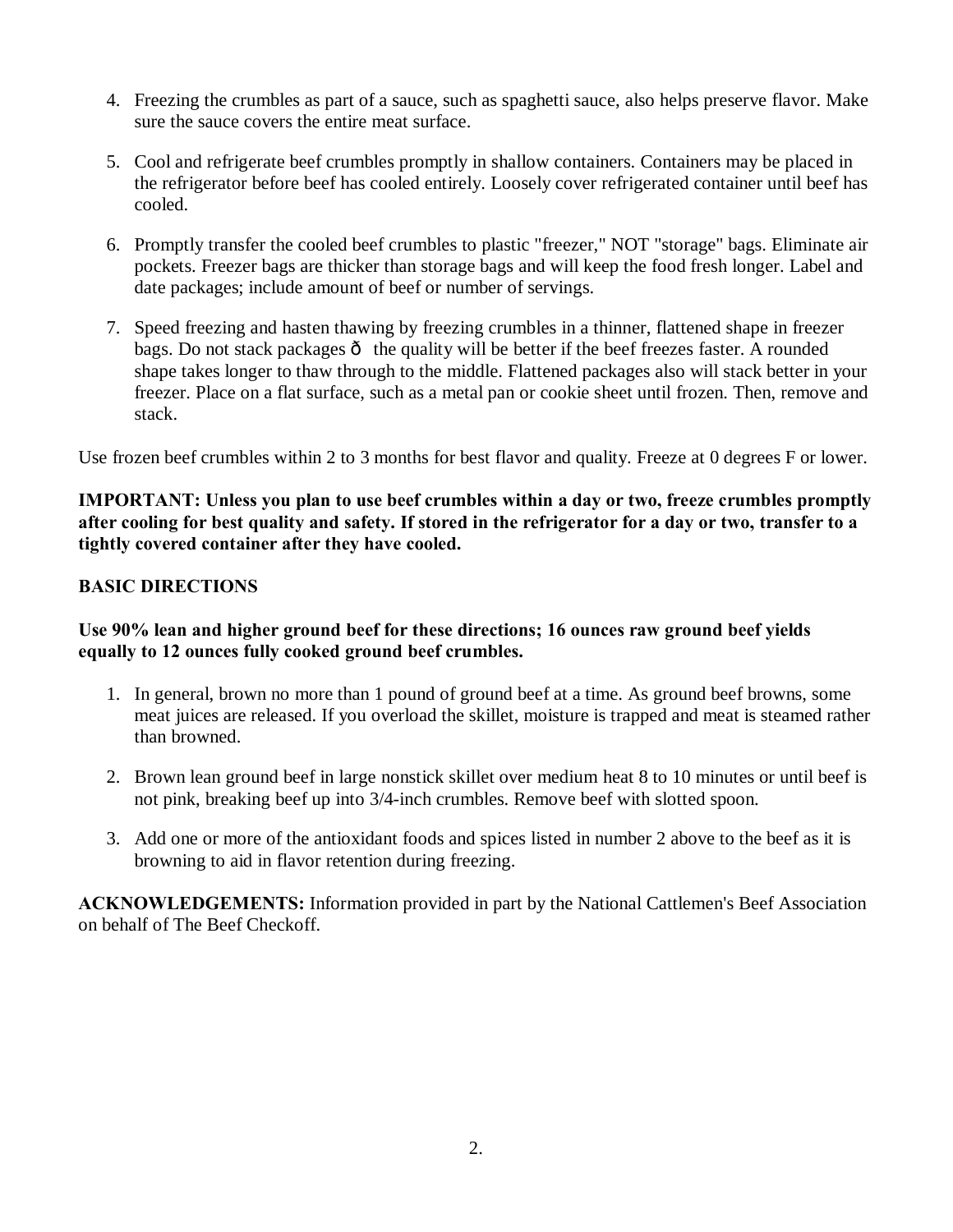4. Freezing the crumbles as part of a sauce, such as spaghetti sauce, also helps preserve flavor. Make sure the sauce covers the entire meat surface.

5. Cool and refrigerate beef crumbles promptly in shallow containers. Containers may be placed in the refrigerator before beef has cooled entirely. Loosely cover refrigerated container until beef has cooled.

6. Promptly transfer the cooled beef crumbles to plastic "freezer," NOT "storage" bags. Eliminate air pockets. Freezer bags are thicker than storage bags and will keep the food fresh longer. Label and date packages; include amount of beef or number of servings.

7. Speed freezing and hasten thawing by freezing crumbles in a thinner, flattened shape in freezer bags. Do not stack packages ð the quality will be better if the beef freezes faster. A rounded shape takes longer to thaw through to the middle. Flattened packages also will stack better in your freezer. Place on a flat surface, such as a metal pan or cookie sheet until frozen. Then, remove and stack.

Use frozen beef crumbles within 2 to 3 months for best flavor and quality. Freeze at 0 degrees F or lower.

**IMPORTANT: Unless you plan to use beef crumbles within a day or two, freeze crumbles promptly after cooling for best quality and safety. If stored in the refrigerator for a day or two, transfer to a tightly covered container after they have cooled.**

**BASIC DIRECTIONS**

**Use 90% lean and higher ground beef for these directions; 16 ounces raw ground beef yields equally to 12 ounces fully cooked ground beef crumbles.**

1. In general, brown no more than 1 pound of ground beef at a time. As ground beef browns, some meat juices are released. If you overload the skillet, moisture is trapped and meat is steamed rather than browned.

2. Brown lean ground beef in large nonstick skillet over medium heat 8 to 10 minutes or until beef is not pink, breaking beef up into 3/4-inch crumbles. Remove beef with slotted spoon.

3. Add one or more of the antioxidant foods and spices listed in number 2 above to the beef as it is browning to aid in flavor retention during freezing.

**ACKNOWLEDGEMENTS:** Information provided in part by the National Cattlemen's Beef Association on behalf of The Beef Checkoff.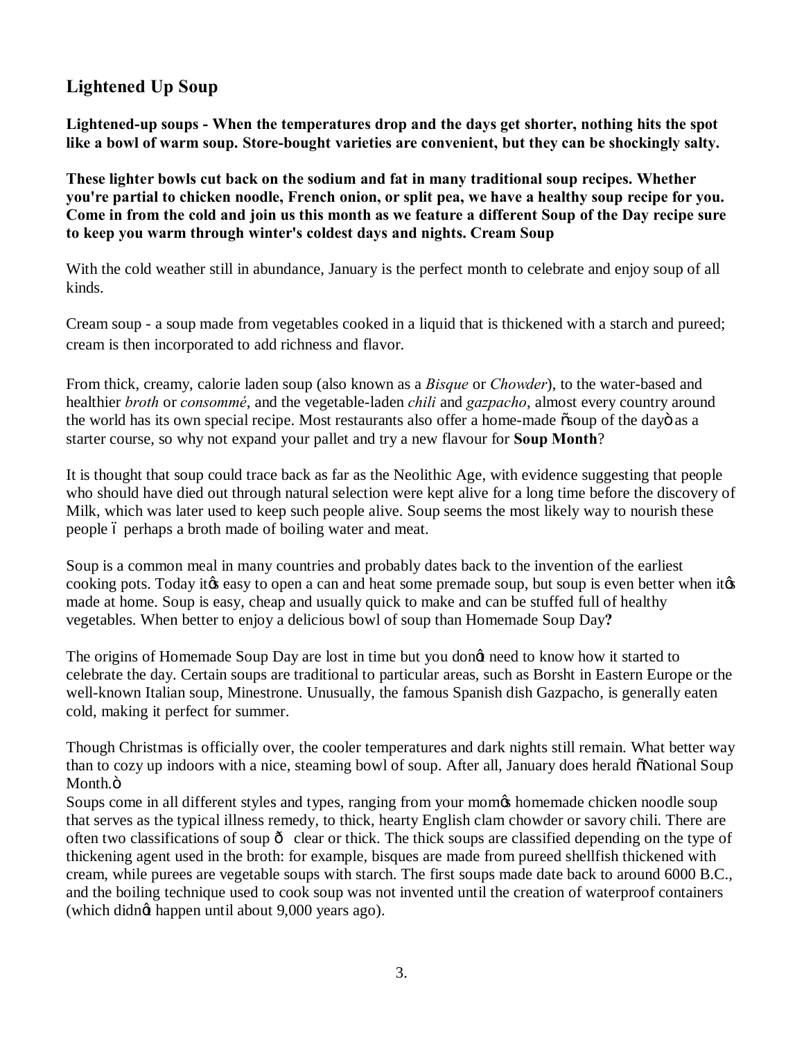## Lightened Up Soup

**Lightened-up soups - When the temperatures drop and the days get shorter, nothing hits the spot like a bowl of warm soup. Store-bought varieties are convenient, but they can be shockingly salty.**

**These lighter bowls cut back on the sodium and fat in many traditional soup recipes. Whether you're partial to chicken noodle, French onion, or split pea, we have a healthy soup recipe for you. Come in from the cold and join us this month as we feature a different Soup of the Day recipe sure to keep you warm through winter's coldest days and nights. Cream Soup**

With the cold weather still in abundance, January is the perfect month to celebrate and enjoy soup of all kinds.

Cream soup - a soup made from vegetables cooked in a liquid that is thickened with a starch and pureed; cream is then incorporated to add richness and flavor.

From thick, creamy, calorie laden soup (also known as a *Bisque* or *Chowder*), to the water-based and healthier *broth* or *consommé*, and the vegetable-laden *chili* and *gazpacho*, almost every country around the world has its own special recipe. Most restaurants also offer a home-made õsoup of the dayö as a starter course, so why not expand your pallet and try a new flavour for **Soup Month**?

It is thought that soup could trace back as far as the Neolithic Age, with evidence suggesting that people who should have died out through natural selection were kept alive for a long time before the discovery of Milk, which was later used to keep such people alive. Soup seems the most likely way to nourish these people ó perhaps a broth made of boiling water and meat.

Soup is a common meal in many countries and probably dates back to the invention of the earliest cooking pots. Today itøs easy to open a can and heat some premade soup, but soup is even better when itøs made at home. Soup is easy, cheap and usually quick to make and can be stuffed full of healthy vegetables. When better to enjoy a delicious bowl of soup than Homemade Soup Day**?**

The origins of Homemade Soup Day are lost in time but you donøt need to know how it started to celebrate the day. Certain soups are traditional to particular areas, such as Borsht in Eastern Europe or the well-known Italian soup, Minestrone. Unusually, the famous Spanish dish Gazpacho, is generally eaten cold, making it perfect for summer.

Though Christmas is officially over, the cooler temperatures and dark nights still remain. What better way than to cozy up indoors with a nice, steaming bowl of soup. After all, January does herald õNational Soup Month.ö
Soups come in all different styles and types, ranging from your momøs homemade chicken noodle soup that serves as the typical illness remedy, to thick, hearty English clam chowder or savory chili. There are often two classifications of soup ô clear or thick. The thick soups are classified depending on the type of thickening agent used in the broth: for example, bisques are made from pureed shellfish thickened with cream, while purees are vegetable soups with starch. The first soups made date back to around 6000 B.C., and the boiling technique used to cook soup was not invented until the creation of waterproof containers (which didnøt happen until about 9,000 years ago).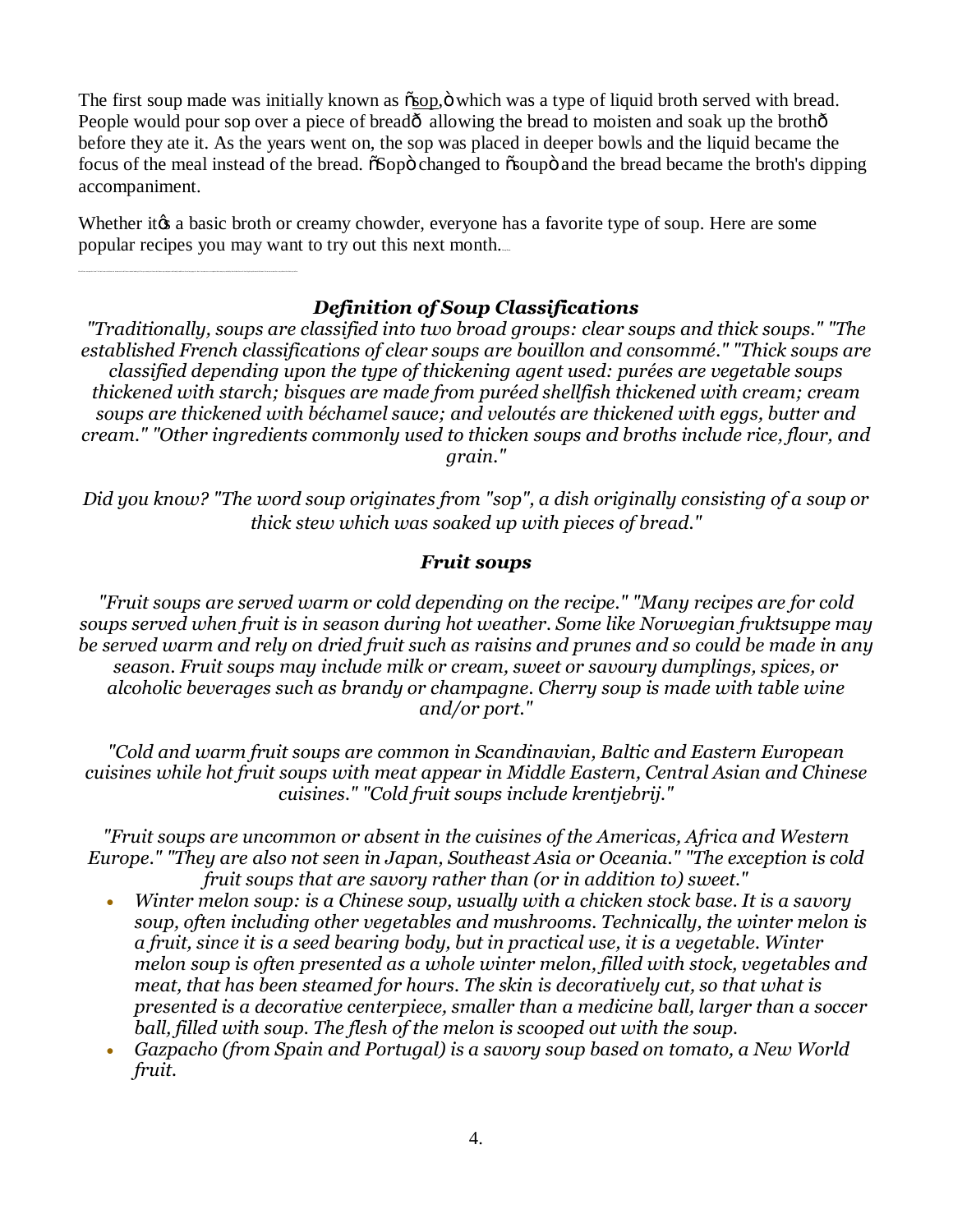The first soup made was initially known as "sop," which was a type of liquid broth served with bread. People would pour sop over a piece of bread— allowing the bread to moisten and soak up the broth— before they ate it. As the years went on, the sop was placed in deeper bowls and the liquid became the focus of the meal instead of the bread. "Sop" changed to "soup" and the bread became the broth's dipping accompaniment.

Whether it's a basic broth or creamy chowder, everyone has a favorite type of soup. Here are some popular recipes you may want to try out this next month.

---

### *Definition of Soup Classifications*

*"Traditionally, soups are classified into two broad groups: clear soups and thick soups." "The established French classifications of clear soups are bouillon and consommé." "Thick soups are classified depending upon the type of thickening agent used: purées are vegetable soups thickened with starch; bisques are made from puréed shellfish thickened with cream; cream soups are thickened with béchamel sauce; and veloutés are thickened with eggs, butter and cream." "Other ingredients commonly used to thicken soups and broths include rice, flour, and grain."*

*Did you know? "The word soup originates from "sop", a dish originally consisting of a soup or thick stew which was soaked up with pieces of bread."*

### *Fruit soups*

*"Fruit soups are served warm or cold depending on the recipe." "Many recipes are for cold soups served when fruit is in season during hot weather. Some like Norwegian fruktsuppe may be served warm and rely on dried fruit such as raisins and prunes and so could be made in any season. Fruit soups may include milk or cream, sweet or savoury dumplings, spices, or alcoholic beverages such as brandy or champagne. Cherry soup is made with table wine and/or port."*

*"Cold and warm fruit soups are common in Scandinavian, Baltic and Eastern European cuisines while hot fruit soups with meat appear in Middle Eastern, Central Asian and Chinese cuisines." "Cold fruit soups include krentjebrij."*

*"Fruit soups are uncommon or absent in the cuisines of the Americas, Africa and Western Europe." "They are also not seen in Japan, Southeast Asia or Oceania." "The exception is cold fruit soups that are savory rather than (or in addition to) sweet."*

- *Winter melon soup: is a Chinese soup, usually with a chicken stock base. It is a savory soup, often including other vegetables and mushrooms. Technically, the winter melon is a fruit, since it is a seed bearing body, but in practical use, it is a vegetable. Winter melon soup is often presented as a whole winter melon, filled with stock, vegetables and meat, that has been steamed for hours. The skin is decoratively cut, so that what is presented is a decorative centerpiece, smaller than a medicine ball, larger than a soccer ball, filled with soup. The flesh of the melon is scooped out with the soup.*
- *Gazpacho (from Spain and Portugal) is a savory soup based on tomato, a New World fruit.*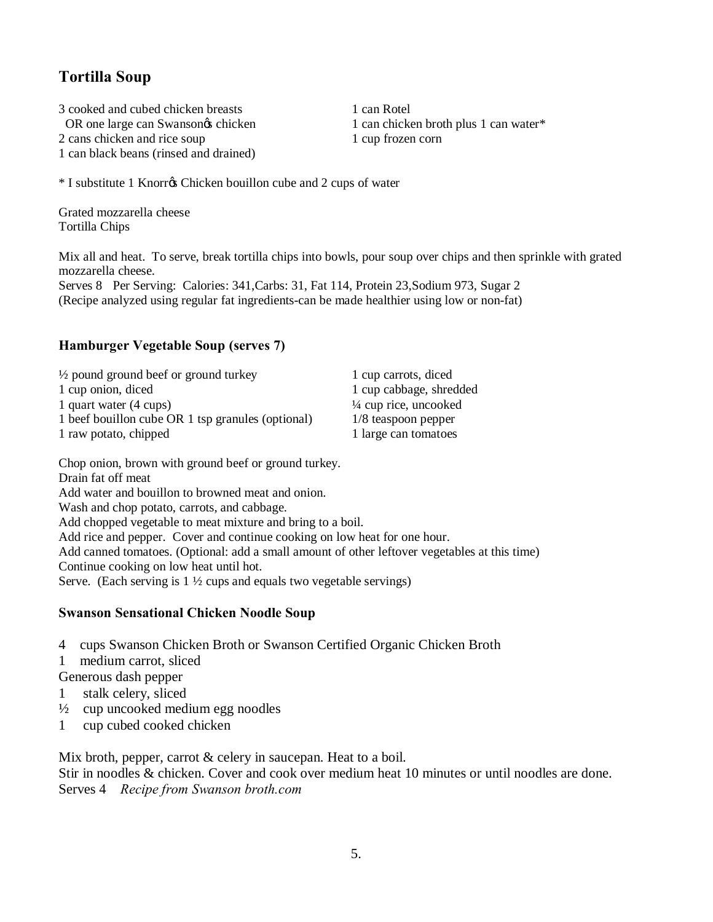## Tortilla Soup

3 cooked and cubed chicken breasts
  OR one large can Swansonꞌs chicken
2 cans chicken and rice soup
1 can black beans (rinsed and drained)
1 can Rotel
1 can chicken broth plus 1 can water*
1 cup frozen corn

* I substitute 1 Knorrꞌs Chicken bouillon cube and 2 cups of water

Grated mozzarella cheese
Tortilla Chips

Mix all and heat. To serve, break tortilla chips into bowls, pour soup over chips and then sprinkle with grated mozzarella cheese.
Serves 8 Per Serving: Calories: 341,Carbs: 31, Fat 114, Protein 23,Sodium 973, Sugar 2
(Recipe analyzed using regular fat ingredients-can be made healthier using low or non-fat)

## Hamburger Vegetable Soup (serves 7)

½ pound ground beef or ground turkey
1 cup onion, diced
1 quart water (4 cups)
1 beef bouillon cube OR 1 tsp granules (optional)
1 raw potato, chipped
1 cup carrots, diced
1 cup cabbage, shredded
¼ cup rice, uncooked
1/8 teaspoon pepper
1 large can tomatoes

Chop onion, brown with ground beef or ground turkey.
Drain fat off meat
Add water and bouillon to browned meat and onion.
Wash and chop potato, carrots, and cabbage.
Add chopped vegetable to meat mixture and bring to a boil.
Add rice and pepper. Cover and continue cooking on low heat for one hour.
Add canned tomatoes. (Optional: add a small amount of other leftover vegetables at this time)
Continue cooking on low heat until hot.
Serve. (Each serving is 1 ½ cups and equals two vegetable servings)

## Swanson Sensational Chicken Noodle Soup

4 cups Swanson Chicken Broth or Swanson Certified Organic Chicken Broth
1 medium carrot, sliced
Generous dash pepper
1 stalk celery, sliced
½ cup uncooked medium egg noodles
1 cup cubed cooked chicken

Mix broth, pepper, carrot & celery in saucepan. Heat to a boil.
Stir in noodles & chicken. Cover and cook over medium heat 10 minutes or until noodles are done.
Serves 4 *Recipe from Swanson broth.com*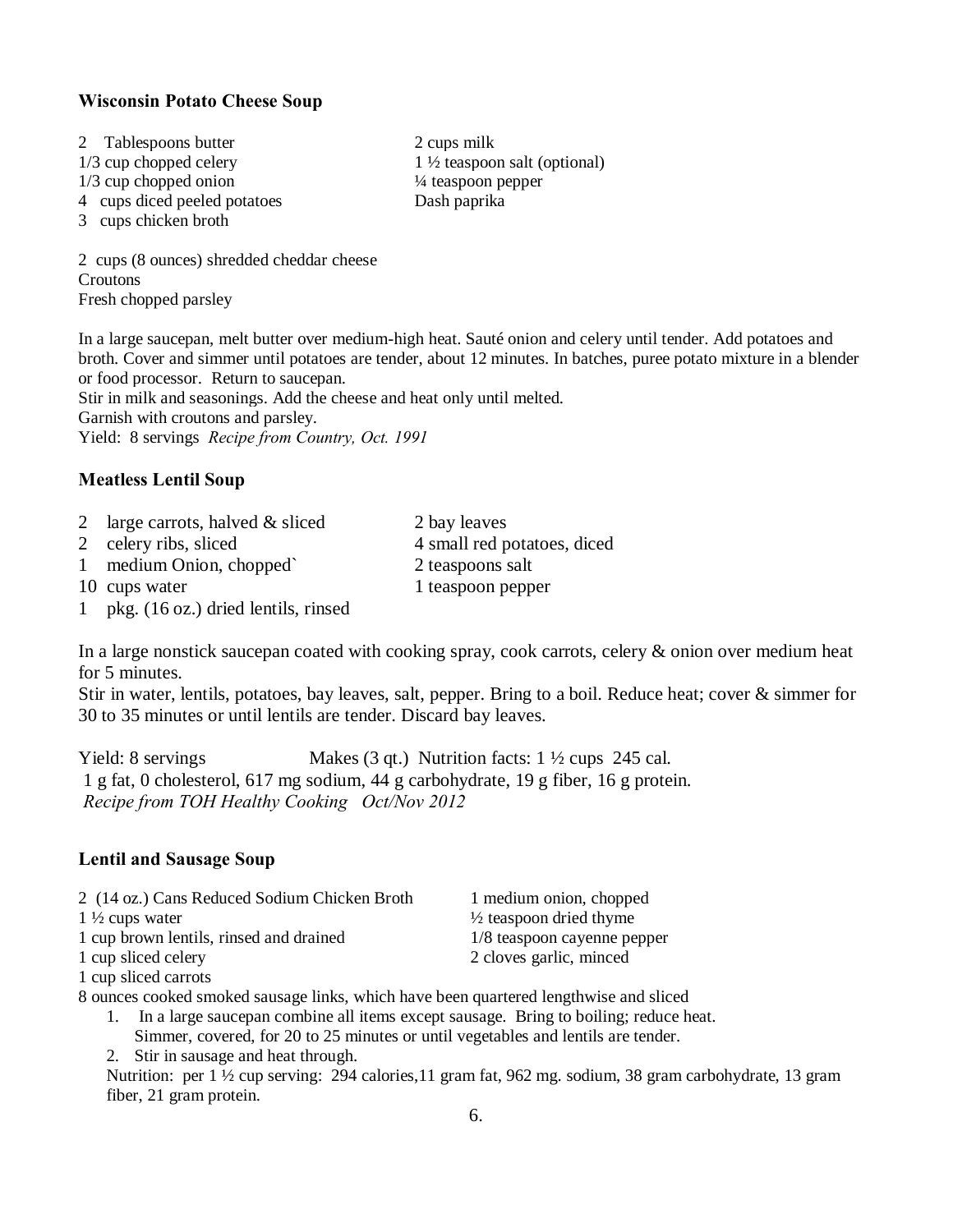### Wisconsin Potato Cheese Soup

2 Tablespoons butter
1/3 cup chopped celery
1/3 cup chopped onion
4 cups diced peeled potatoes
3 cups chicken broth
2 cups milk
1 ½ teaspoon salt (optional)
¼ teaspoon pepper
Dash paprika

2 cups (8 ounces) shredded cheddar cheese
Croutons
Fresh chopped parsley

In a large saucepan, melt butter over medium-high heat. Sauté onion and celery until tender. Add potatoes and broth. Cover and simmer until potatoes are tender, about 12 minutes. In batches, puree potato mixture in a blender or food processor. Return to saucepan.
Stir in milk and seasonings. Add the cheese and heat only until melted.
Garnish with croutons and parsley.
Yield: 8 servings *Recipe from Country, Oct. 1991*

### Meatless Lentil Soup

2 large carrots, halved & sliced
2 celery ribs, sliced
1 medium Onion, chopped`
10 cups water
1 pkg. (16 oz.) dried lentils, rinsed
2 bay leaves
4 small red potatoes, diced
2 teaspoons salt
1 teaspoon pepper

In a large nonstick saucepan coated with cooking spray, cook carrots, celery & onion over medium heat for 5 minutes.
Stir in water, lentils, potatoes, bay leaves, salt, pepper. Bring to a boil. Reduce heat; cover & simmer for 30 to 35 minutes or until lentils are tender. Discard bay leaves.

Yield: 8 servings Makes (3 qt.) Nutrition facts: 1 ½ cups 245 cal.
1 g fat, 0 cholesterol, 617 mg sodium, 44 g carbohydrate, 19 g fiber, 16 g protein.
*Recipe from TOH Healthy Cooking Oct/Nov 2012*

### Lentil and Sausage Soup

2 (14 oz.) Cans Reduced Sodium Chicken Broth
1 ½ cups water
1 cup brown lentils, rinsed and drained
1 cup sliced celery
1 cup sliced carrots
1 medium onion, chopped
½ teaspoon dried thyme
1/8 teaspoon cayenne pepper
2 cloves garlic, minced
8 ounces cooked smoked sausage links, which have been quartered lengthwise and sliced

1. In a large saucepan combine all items except sausage. Bring to boiling; reduce heat. Simmer, covered, for 20 to 25 minutes or until vegetables and lentils are tender.
2. Stir in sausage and heat through.

Nutrition: per 1 ½ cup serving: 294 calories,11 gram fat, 962 mg. sodium, 38 gram carbohydrate, 13 gram fiber, 21 gram protein.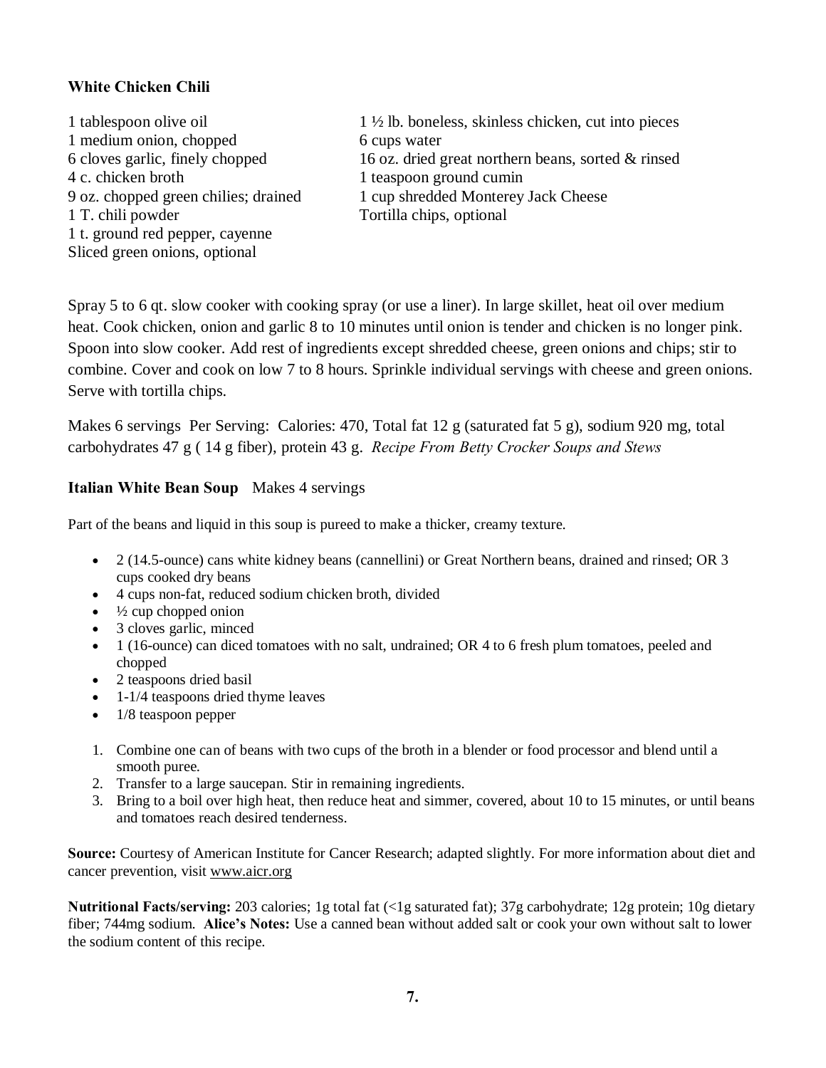**White Chicken Chili**

1 tablespoon olive oil
1 medium onion, chopped
6 cloves garlic, finely chopped
4 c. chicken broth
9 oz. chopped green chilies; drained
1 T. chili powder
1 t. ground red pepper, cayenne
Sliced green onions, optional
1 ½ lb. boneless, skinless chicken, cut into pieces
6 cups water
16 oz. dried great northern beans, sorted & rinsed
1 teaspoon ground cumin
1 cup shredded Monterey Jack Cheese
Tortilla chips, optional

Spray 5 to 6 qt. slow cooker with cooking spray (or use a liner). In large skillet, heat oil over medium heat. Cook chicken, onion and garlic 8 to 10 minutes until onion is tender and chicken is no longer pink. Spoon into slow cooker. Add rest of ingredients except shredded cheese, green onions and chips; stir to combine. Cover and cook on low 7 to 8 hours. Sprinkle individual servings with cheese and green onions. Serve with tortilla chips.

Makes 6 servings Per Serving: Calories: 470, Total fat 12 g (saturated fat 5 g), sodium 920 mg, total carbohydrates 47 g ( 14 g fiber), protein 43 g. *Recipe From Betty Crocker Soups and Stews*

**Italian White Bean Soup** Makes 4 servings

Part of the beans and liquid in this soup is pureed to make a thicker, creamy texture.

- 2 (14.5-ounce) cans white kidney beans (cannellini) or Great Northern beans, drained and rinsed; OR 3 cups cooked dry beans
- 4 cups non-fat, reduced sodium chicken broth, divided
- ½ cup chopped onion
- 3 cloves garlic, minced
- 1 (16-ounce) can diced tomatoes with no salt, undrained; OR 4 to 6 fresh plum tomatoes, peeled and chopped
- 2 teaspoons dried basil
- 1-1/4 teaspoons dried thyme leaves
- 1/8 teaspoon pepper

1. Combine one can of beans with two cups of the broth in a blender or food processor and blend until a smooth puree.
2. Transfer to a large saucepan. Stir in remaining ingredients.
3. Bring to a boil over high heat, then reduce heat and simmer, covered, about 10 to 15 minutes, or until beans and tomatoes reach desired tenderness.

**Source:** Courtesy of American Institute for Cancer Research; adapted slightly. For more information about diet and cancer prevention, visit www.aicr.org

**Nutritional Facts/serving:** 203 calories; 1g total fat (<1g saturated fat); 37g carbohydrate; 12g protein; 10g dietary fiber; 744mg sodium. **Alice's Notes:** Use a canned bean without added salt or cook your own without salt to lower the sodium content of this recipe.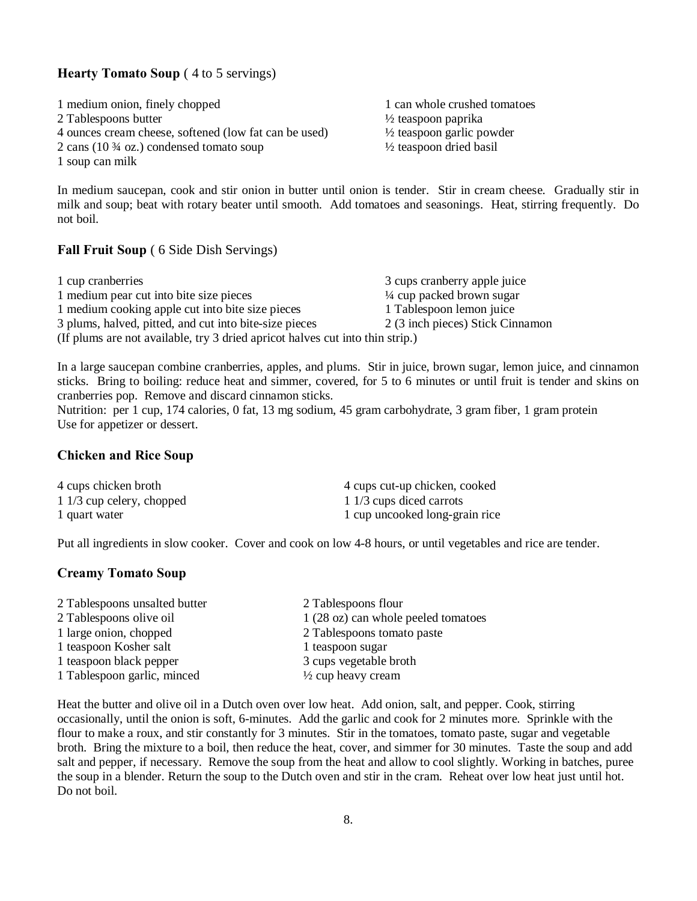### **Hearty Tomato Soup** ( 4 to 5 servings)

1 medium onion, finely chopped
2 Tablespoons butter
4 ounces cream cheese, softened (low fat can be used)
2 cans (10 ¾ oz.) condensed tomato soup
1 soup can milk
1 can whole crushed tomatoes
½ teaspoon paprika
½ teaspoon garlic powder
½ teaspoon dried basil

In medium saucepan, cook and stir onion in butter until onion is tender. Stir in cream cheese. Gradually stir in milk and soup; beat with rotary beater until smooth. Add tomatoes and seasonings. Heat, stirring frequently. Do not boil.

### **Fall Fruit Soup** ( 6 Side Dish Servings)

1 cup cranberries
1 medium pear cut into bite size pieces
1 medium cooking apple cut into bite size pieces
3 plums, halved, pitted, and cut into bite-size pieces
3 cups cranberry apple juice
¼ cup packed brown sugar
1 Tablespoon lemon juice
2 (3 inch pieces) Stick Cinnamon
(If plums are not available, try 3 dried apricot halves cut into thin strip.)

In a large saucepan combine cranberries, apples, and plums. Stir in juice, brown sugar, lemon juice, and cinnamon sticks. Bring to boiling: reduce heat and simmer, covered, for 5 to 6 minutes or until fruit is tender and skins on cranberries pop. Remove and discard cinnamon sticks.
Nutrition: per 1 cup, 174 calories, 0 fat, 13 mg sodium, 45 gram carbohydrate, 3 gram fiber, 1 gram protein
Use for appetizer or dessert.

### **Chicken and Rice Soup**

4 cups chicken broth
1 1/3 cup celery, chopped
1 quart water
4 cups cut-up chicken, cooked
1 1/3 cups diced carrots
1 cup uncooked long-grain rice

Put all ingredients in slow cooker. Cover and cook on low 4-8 hours, or until vegetables and rice are tender.

### **Creamy Tomato Soup**

2 Tablespoons unsalted butter
2 Tablespoons olive oil
1 large onion, chopped
1 teaspoon Kosher salt
1 teaspoon black pepper
1 Tablespoon garlic, minced
2 Tablespoons flour
1 (28 oz) can whole peeled tomatoes
2 Tablespoons tomato paste
1 teaspoon sugar
3 cups vegetable broth
½ cup heavy cream

Heat the butter and olive oil in a Dutch oven over low heat. Add onion, salt, and pepper. Cook, stirring occasionally, until the onion is soft, 6-minutes. Add the garlic and cook for 2 minutes more. Sprinkle with the flour to make a roux, and stir constantly for 3 minutes. Stir in the tomatoes, tomato paste, sugar and vegetable broth. Bring the mixture to a boil, then reduce the heat, cover, and simmer for 30 minutes. Taste the soup and add salt and pepper, if necessary. Remove the soup from the heat and allow to cool slightly. Working in batches, puree the soup in a blender. Return the soup to the Dutch oven and stir in the cram. Reheat over low heat just until hot. Do not boil.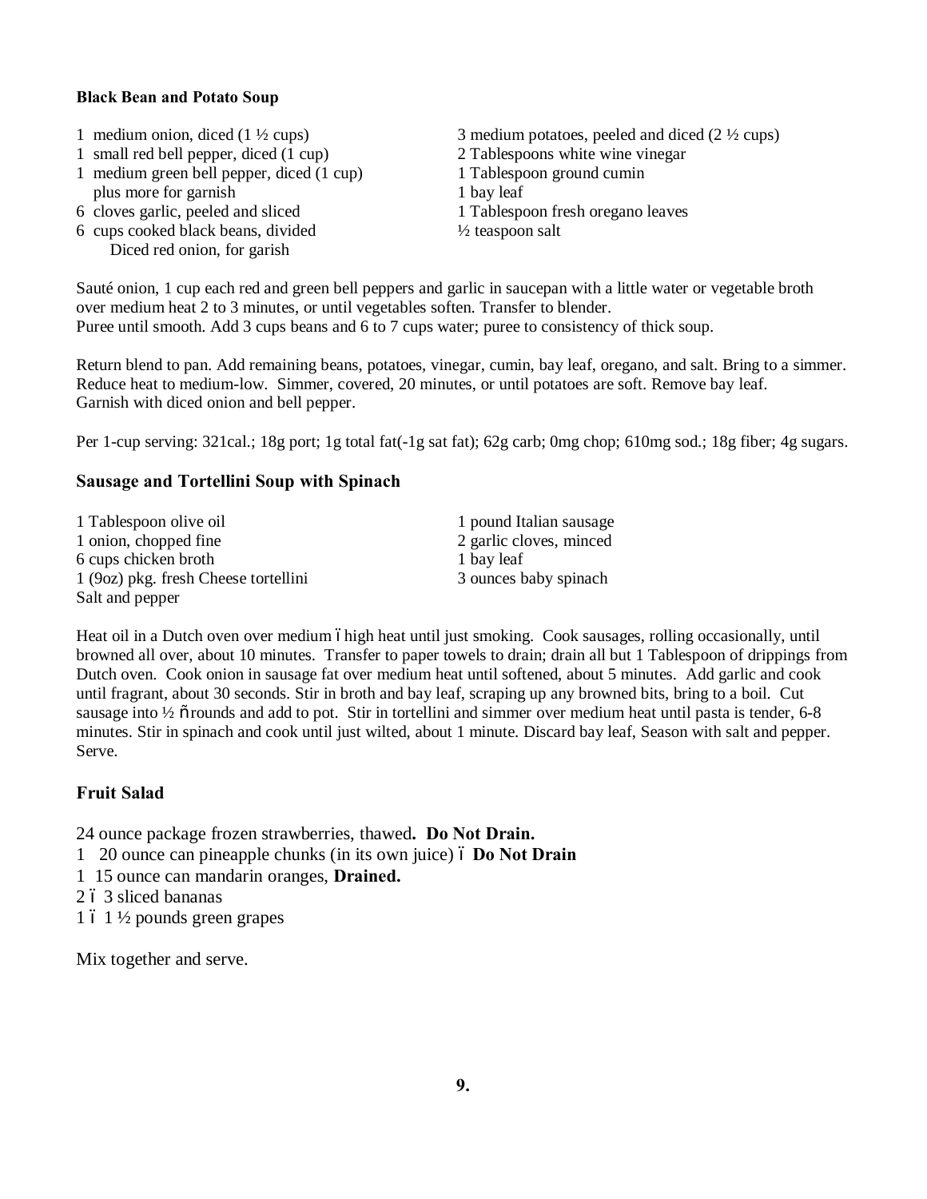### Black Bean and Potato Soup

- 1 medium onion, diced (1 ½ cups)
- 1 small red bell pepper, diced (1 cup)
- 1 medium green bell pepper, diced (1 cup) plus more for garnish
- 6 cloves garlic, peeled and sliced
- 6 cups cooked black beans, divided
- Diced red onion, for garish
- 3 medium potatoes, peeled and diced (2 ½ cups)
- 2 Tablespoons white wine vinegar
- 1 Tablespoon ground cumin
- 1 bay leaf
- 1 Tablespoon fresh oregano leaves
- ½ teaspoon salt

Sauté onion, 1 cup each red and green bell peppers and garlic in saucepan with a little water or vegetable broth over medium heat 2 to 3 minutes, or until vegetables soften. Transfer to blender.
Puree until smooth. Add 3 cups beans and 6 to 7 cups water; puree to consistency of thick soup.

Return blend to pan. Add remaining beans, potatoes, vinegar, cumin, bay leaf, oregano, and salt. Bring to a simmer. Reduce heat to medium-low. Simmer, covered, 20 minutes, or until potatoes are soft. Remove bay leaf. Garnish with diced onion and bell pepper.

Per 1-cup serving: 321cal.; 18g port; 1g total fat(-1g sat fat); 62g carb; 0mg chop; 610mg sod.; 18g fiber; 4g sugars.

### Sausage and Tortellini Soup with Spinach

- 1 Tablespoon olive oil
- 1 onion, chopped fine
- 6 cups chicken broth
- 1 (9oz) pkg. fresh Cheese tortellini
- Salt and pepper
- 1 pound Italian sausage
- 2 garlic cloves, minced
- 1 bay leaf
- 3 ounces baby spinach

Heat oil in a Dutch oven over medium – high heat until just smoking. Cook sausages, rolling occasionally, until browned all over, about 10 minutes. Transfer to paper towels to drain; drain all but 1 Tablespoon of drippings from Dutch oven. Cook onion in sausage fat over medium heat until softened, about 5 minutes. Add garlic and cook until fragrant, about 30 seconds. Stir in broth and bay leaf, scraping up any browned bits, bring to a boil. Cut sausage into ½ " rounds and add to pot. Stir in tortellini and simmer over medium heat until pasta is tender, 6-8 minutes. Stir in spinach and cook until just wilted, about 1 minute. Discard bay leaf, Season with salt and pepper. Serve.

### Fruit Salad

24 ounce package frozen strawberries, thawed**. Do Not Drain.**
1 20 ounce can pineapple chunks (in its own juice) – **Do Not Drain**
1 15 ounce can mandarin oranges, **Drained.**
2 – 3 sliced bananas
1 – 1 ½ pounds green grapes

Mix together and serve.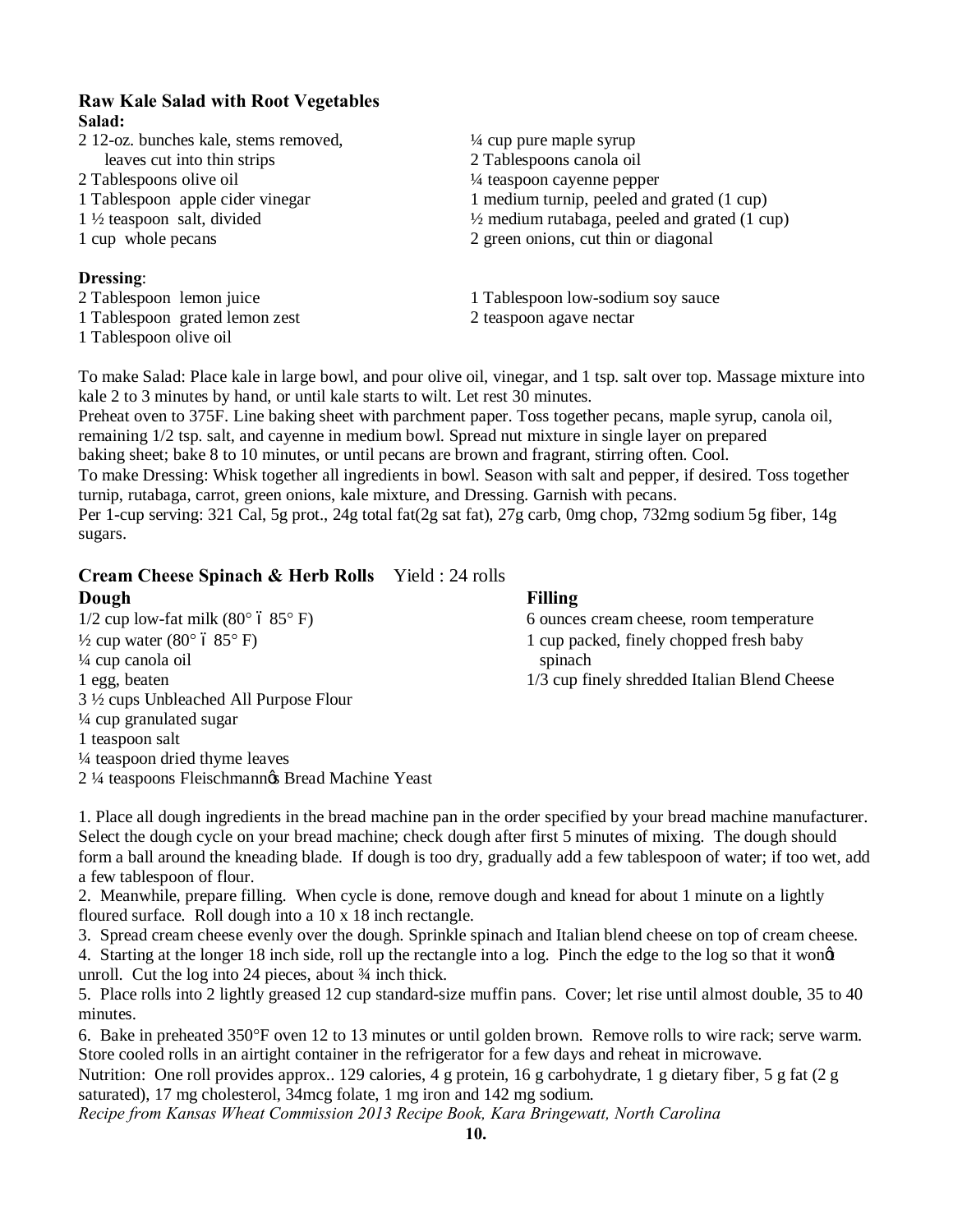### Raw Kale Salad with Root Vegetables

**Salad:**

2 12-oz. bunches kale, stems removed, leaves cut into thin strips
2 Tablespoons olive oil
1 Tablespoon apple cider vinegar
1 ½ teaspoon salt, divided
1 cup whole pecans
¼ cup pure maple syrup
2 Tablespoons canola oil
¼ teaspoon cayenne pepper
1 medium turnip, peeled and grated (1 cup)
½ medium rutabaga, peeled and grated (1 cup)
2 green onions, cut thin or diagonal

**Dressing**:

2 Tablespoon lemon juice
1 Tablespoon grated lemon zest
1 Tablespoon olive oil
1 Tablespoon low-sodium soy sauce
2 teaspoon agave nectar

To make Salad: Place kale in large bowl, and pour olive oil, vinegar, and 1 tsp. salt over top. Massage mixture into kale 2 to 3 minutes by hand, or until kale starts to wilt. Let rest 30 minutes.
Preheat oven to 375F. Line baking sheet with parchment paper. Toss together pecans, maple syrup, canola oil, remaining 1/2 tsp. salt, and cayenne in medium bowl. Spread nut mixture in single layer on prepared baking sheet; bake 8 to 10 minutes, or until pecans are brown and fragrant, stirring often. Cool.
To make Dressing: Whisk together all ingredients in bowl. Season with salt and pepper, if desired. Toss together turnip, rutabaga, carrot, green onions, kale mixture, and Dressing. Garnish with pecans.
Per 1-cup serving: 321 Cal, 5g prot., 24g total fat(2g sat fat), 27g carb, 0mg chop, 732mg sodium 5g fiber, 14g sugars.

### Cream Cheese Spinach & Herb Rolls  Yield : 24 rolls

**Dough**

1/2 cup low-fat milk (80° ó 85° F)
½ cup water (80° ó 85° F)
¼ cup canola oil
1 egg, beaten
3 ½ cups Unbleached All Purpose Flour
¼ cup granulated sugar
1 teaspoon salt
¼ teaspoon dried thyme leaves
2 ¼ teaspoons Fleischmannøs Bread Machine Yeast

**Filling**

6 ounces cream cheese, room temperature
1 cup packed, finely chopped fresh baby spinach
1/3 cup finely shredded Italian Blend Cheese

1. Place all dough ingredients in the bread machine pan in the order specified by your bread machine manufacturer. Select the dough cycle on your bread machine; check dough after first 5 minutes of mixing. The dough should form a ball around the kneading blade. If dough is too dry, gradually add a few tablespoon of water; if too wet, add a few tablespoon of flour.
2. Meanwhile, prepare filling. When cycle is done, remove dough and knead for about 1 minute on a lightly floured surface. Roll dough into a 10 x 18 inch rectangle.
3. Spread cream cheese evenly over the dough. Sprinkle spinach and Italian blend cheese on top of cream cheese.
4. Starting at the longer 18 inch side, roll up the rectangle into a log. Pinch the edge to the log so that it wonøt unroll. Cut the log into 24 pieces, about ¾ inch thick.
5. Place rolls into 2 lightly greased 12 cup standard-size muffin pans. Cover; let rise until almost double, 35 to 40 minutes.
6. Bake in preheated 350°F oven 12 to 13 minutes or until golden brown. Remove rolls to wire rack; serve warm. Store cooled rolls in an airtight container in the refrigerator for a few days and reheat in microwave.

Nutrition: One roll provides approx.. 129 calories, 4 g protein, 16 g carbohydrate, 1 g dietary fiber, 5 g fat (2 g saturated), 17 mg cholesterol, 34mcg folate, 1 mg iron and 142 mg sodium.

*Recipe from Kansas Wheat Commission 2013 Recipe Book, Kara Bringewatt, North Carolina*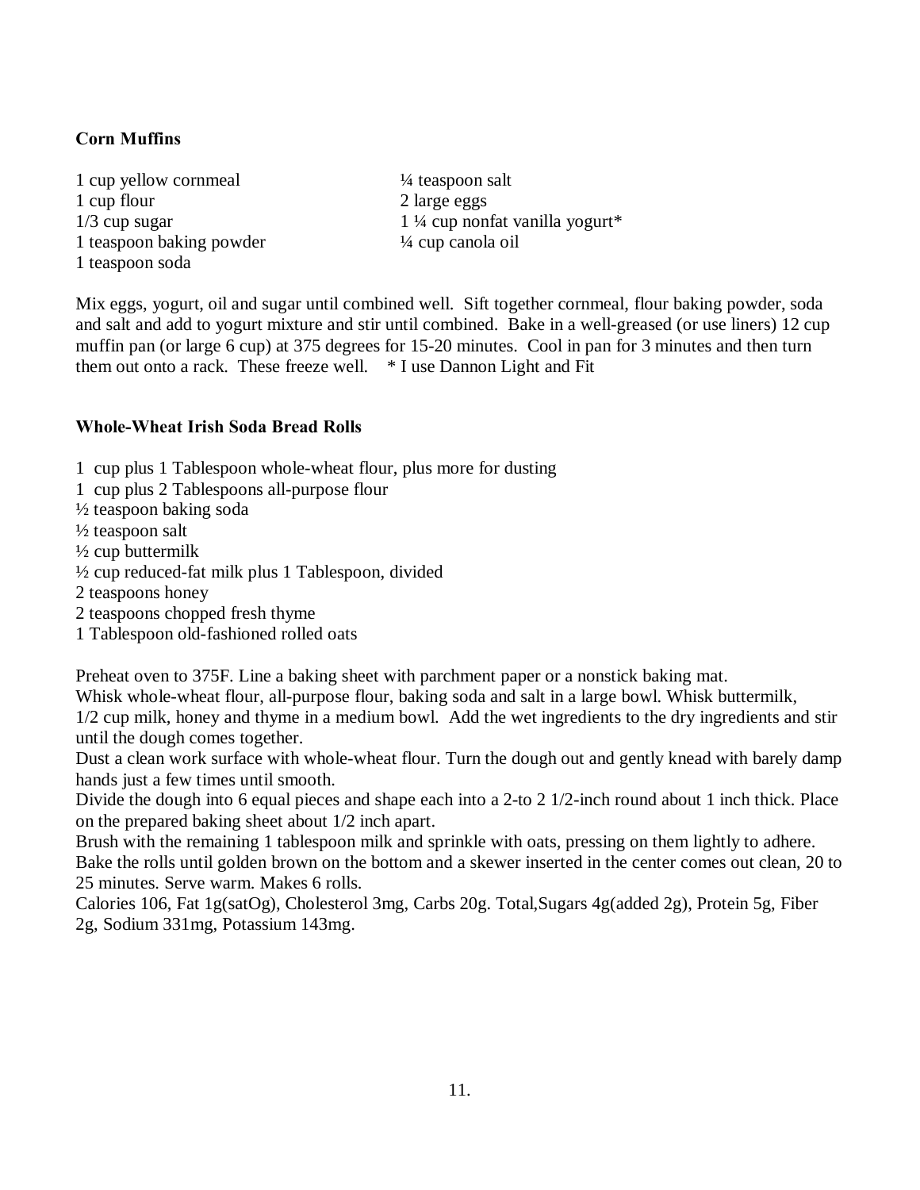**Corn Muffins**

1 cup yellow cornmeal
1 cup flour
1/3 cup sugar
1 teaspoon baking powder
1 teaspoon soda
¼ teaspoon salt
2 large eggs
1 ¼ cup nonfat vanilla yogurt*
¼ cup canola oil

Mix eggs, yogurt, oil and sugar until combined well. Sift together cornmeal, flour baking powder, soda and salt and add to yogurt mixture and stir until combined. Bake in a well-greased (or use liners) 12 cup muffin pan (or large 6 cup) at 375 degrees for 15-20 minutes. Cool in pan for 3 minutes and then turn them out onto a rack. These freeze well. * I use Dannon Light and Fit

**Whole-Wheat Irish Soda Bread Rolls**

1 cup plus 1 Tablespoon whole-wheat flour, plus more for dusting
1 cup plus 2 Tablespoons all-purpose flour
½ teaspoon baking soda
½ teaspoon salt
½ cup buttermilk
½ cup reduced-fat milk plus 1 Tablespoon, divided
2 teaspoons honey
2 teaspoons chopped fresh thyme
1 Tablespoon old-fashioned rolled oats

Preheat oven to 375F. Line a baking sheet with parchment paper or a nonstick baking mat.
Whisk whole-wheat flour, all-purpose flour, baking soda and salt in a large bowl. Whisk buttermilk, 1/2 cup milk, honey and thyme in a medium bowl. Add the wet ingredients to the dry ingredients and stir until the dough comes together.
Dust a clean work surface with whole-wheat flour. Turn the dough out and gently knead with barely damp hands just a few times until smooth.
Divide the dough into 6 equal pieces and shape each into a 2-to 2 1/2-inch round about 1 inch thick. Place on the prepared baking sheet about 1/2 inch apart.
Brush with the remaining 1 tablespoon milk and sprinkle with oats, pressing on them lightly to adhere.
Bake the rolls until golden brown on the bottom and a skewer inserted in the center comes out clean, 20 to 25 minutes. Serve warm. Makes 6 rolls.
Calories 106, Fat 1g(satOg), Cholesterol 3mg, Carbs 20g. Total,Sugars 4g(added 2g), Protein 5g, Fiber 2g, Sodium 331mg, Potassium 143mg.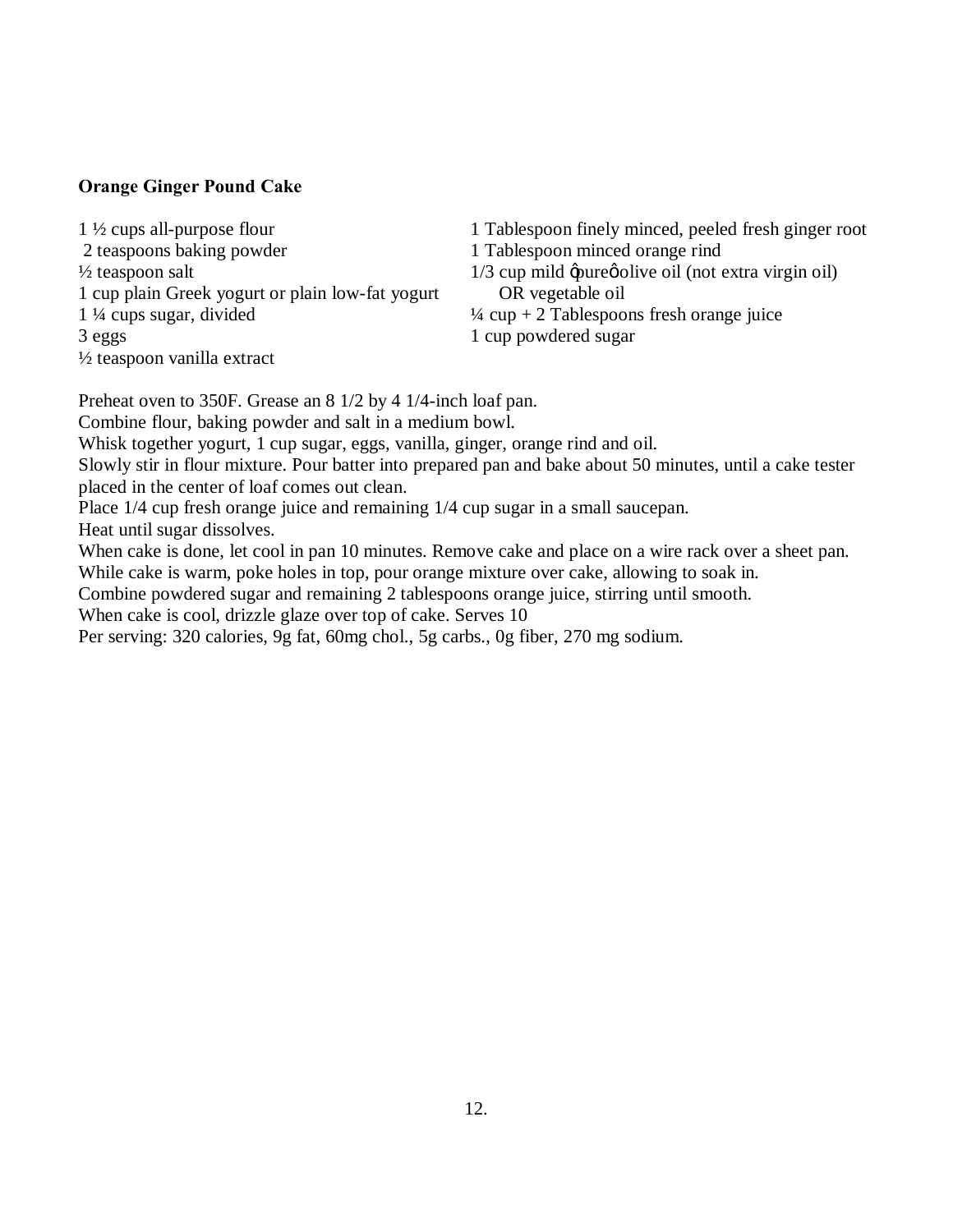**Orange Ginger Pound Cake**

1 ½ cups all-purpose flour
2 teaspoons baking powder
½ teaspoon salt
1 cup plain Greek yogurt or plain low-fat yogurt
1 ¼ cups sugar, divided
3 eggs
½ teaspoon vanilla extract
1 Tablespoon finely minced, peeled fresh ginger root
1 Tablespoon minced orange rind
1/3 cup mild ōpureō olive oil (not extra virgin oil)
OR vegetable oil
¼ cup + 2 Tablespoons fresh orange juice
1 cup powdered sugar

Preheat oven to 350F. Grease an 8 1/2 by 4 1/4-inch loaf pan.
Combine flour, baking powder and salt in a medium bowl.
Whisk together yogurt, 1 cup sugar, eggs, vanilla, ginger, orange rind and oil.
Slowly stir in flour mixture. Pour batter into prepared pan and bake about 50 minutes, until a cake tester placed in the center of loaf comes out clean.
Place 1/4 cup fresh orange juice and remaining 1/4 cup sugar in a small saucepan.
Heat until sugar dissolves.
When cake is done, let cool in pan 10 minutes. Remove cake and place on a wire rack over a sheet pan.
While cake is warm, poke holes in top, pour orange mixture over cake, allowing to soak in.
Combine powdered sugar and remaining 2 tablespoons orange juice, stirring until smooth.
When cake is cool, drizzle glaze over top of cake. Serves 10
Per serving: 320 calories, 9g fat, 60mg chol., 5g carbs., 0g fiber, 270 mg sodium.